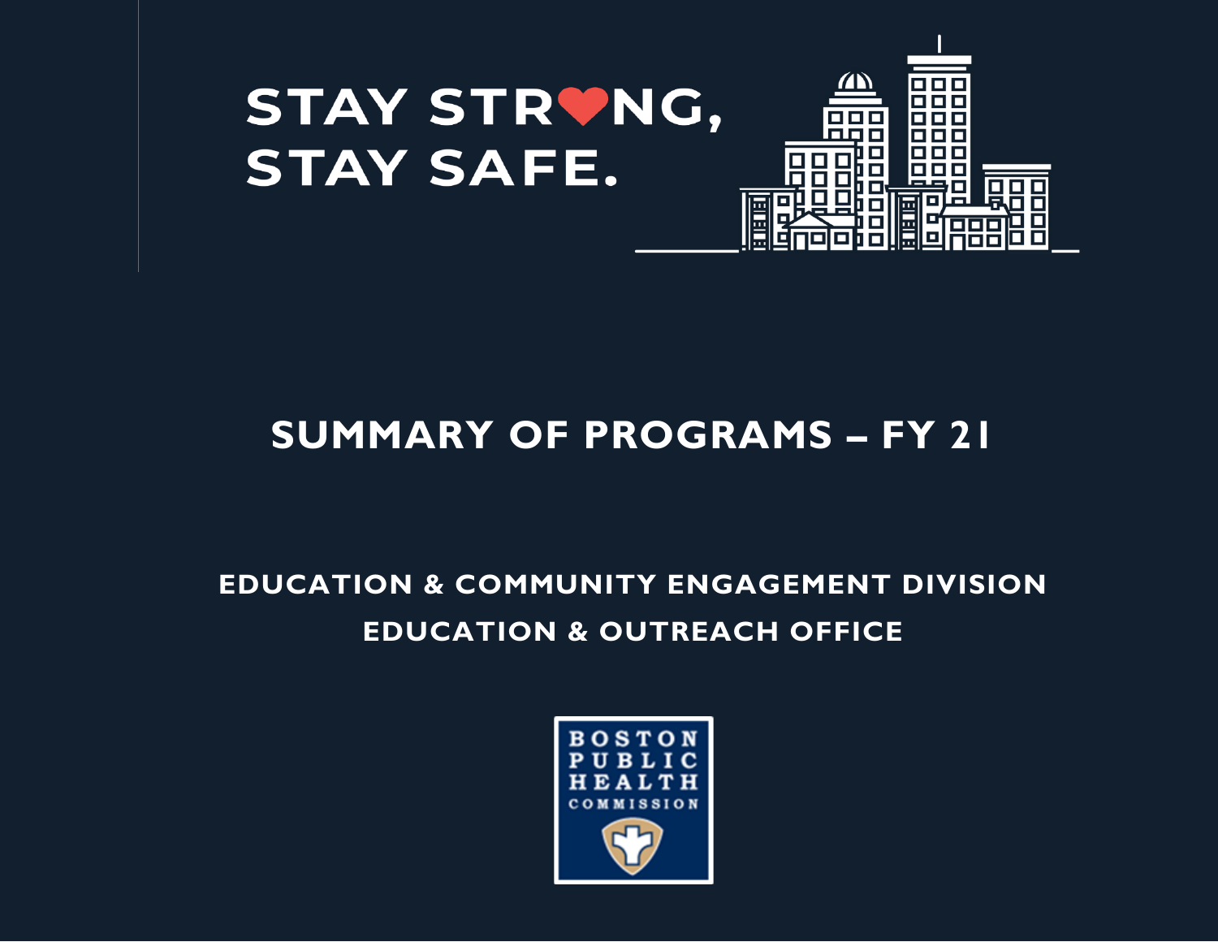# STAY STRONG, STAY SAFE.

## SUMMARY OF PROGRAMS – FY 21

### EDUCATION & COMMUNITY ENGAGEMENT DIVISION

### EDUCATION & OUTREACH OFFICE

BOSTON PUBLIC HEALTH COMMISSION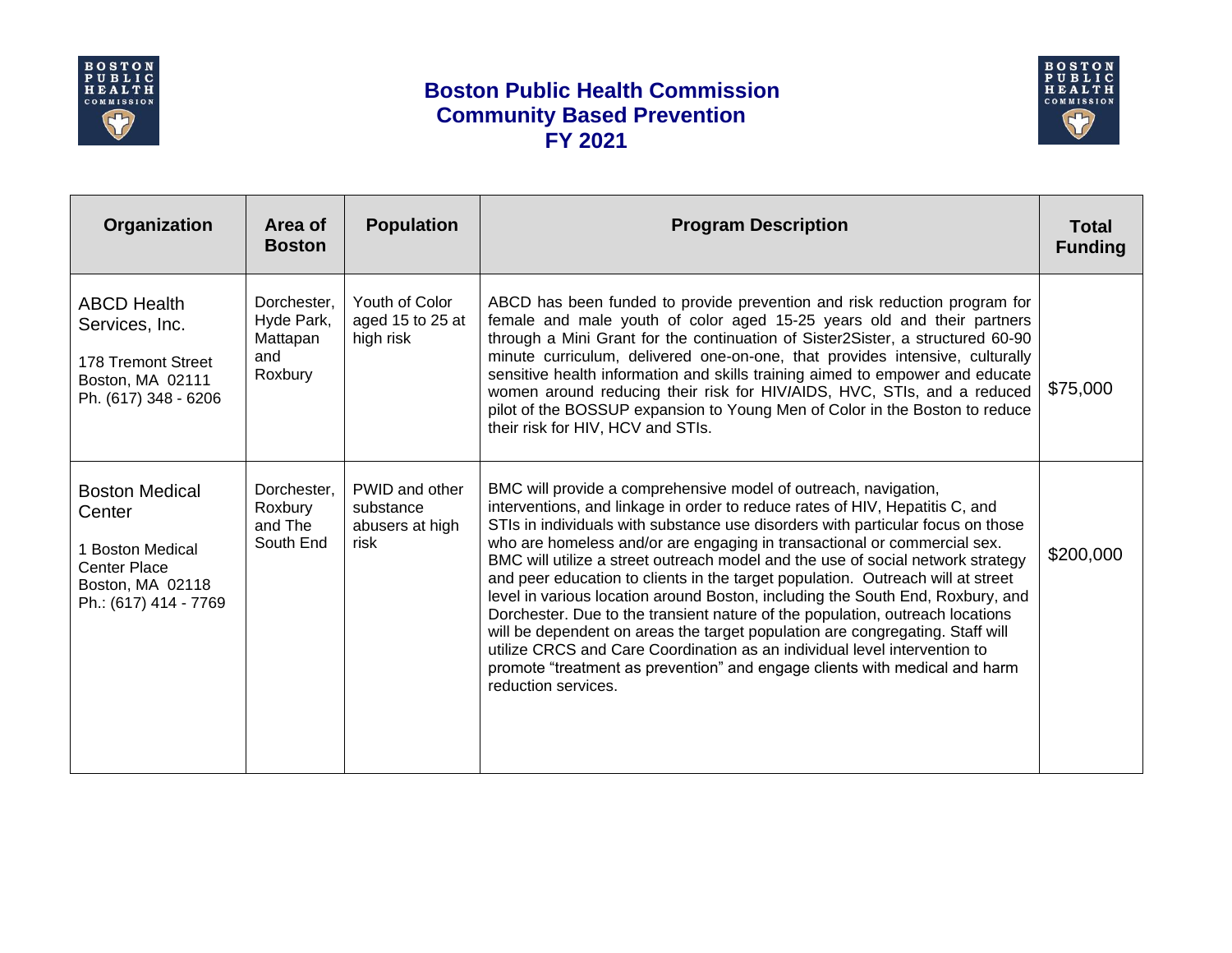# Boston Public Health Commission
## Community Based Prevention
## FY 2021

| Organization | Area of Boston | Population | Program Description | Total Funding |
|---|---|---|---|---|
| ABCD Health Services, Inc.<br><br>178 Tremont Street<br>Boston, MA 02111<br>Ph. (617) 348 - 6206 | Dorchester, Hyde Park, Mattapan and Roxbury | Youth of Color aged 15 to 25 at high risk | ABCD has been funded to provide prevention and risk reduction program for female and male youth of color aged 15-25 years old and their partners through a Mini Grant for the continuation of Sister2Sister, a structured 60-90 minute curriculum, delivered one-on-one, that provides intensive, culturally sensitive health information and skills training aimed to empower and educate women around reducing their risk for HIV/AIDS, HVC, STIs, and a reduced pilot of the BOSSUP expansion to Young Men of Color in the Boston to reduce their risk for HIV, HCV and STIs. | $75,000 |
| Boston Medical Center<br><br>1 Boston Medical Center Place<br>Boston, MA 02118<br>Ph.: (617) 414 - 7769 | Dorchester, Roxbury and The South End | PWID and other substance abusers at high risk | BMC will provide a comprehensive model of outreach, navigation, interventions, and linkage in order to reduce rates of HIV, Hepatitis C, and STIs in individuals with substance use disorders with particular focus on those who are homeless and/or are engaging in transactional or commercial sex. BMC will utilize a street outreach model and the use of social network strategy and peer education to clients in the target population. Outreach will at street level in various location around Boston, including the South End, Roxbury, and Dorchester. Due to the transient nature of the population, outreach locations will be dependent on areas the target population are congregating. Staff will utilize CRCS and Care Coordination as an individual level intervention to promote "treatment as prevention" and engage clients with medical and harm reduction services. | $200,000 |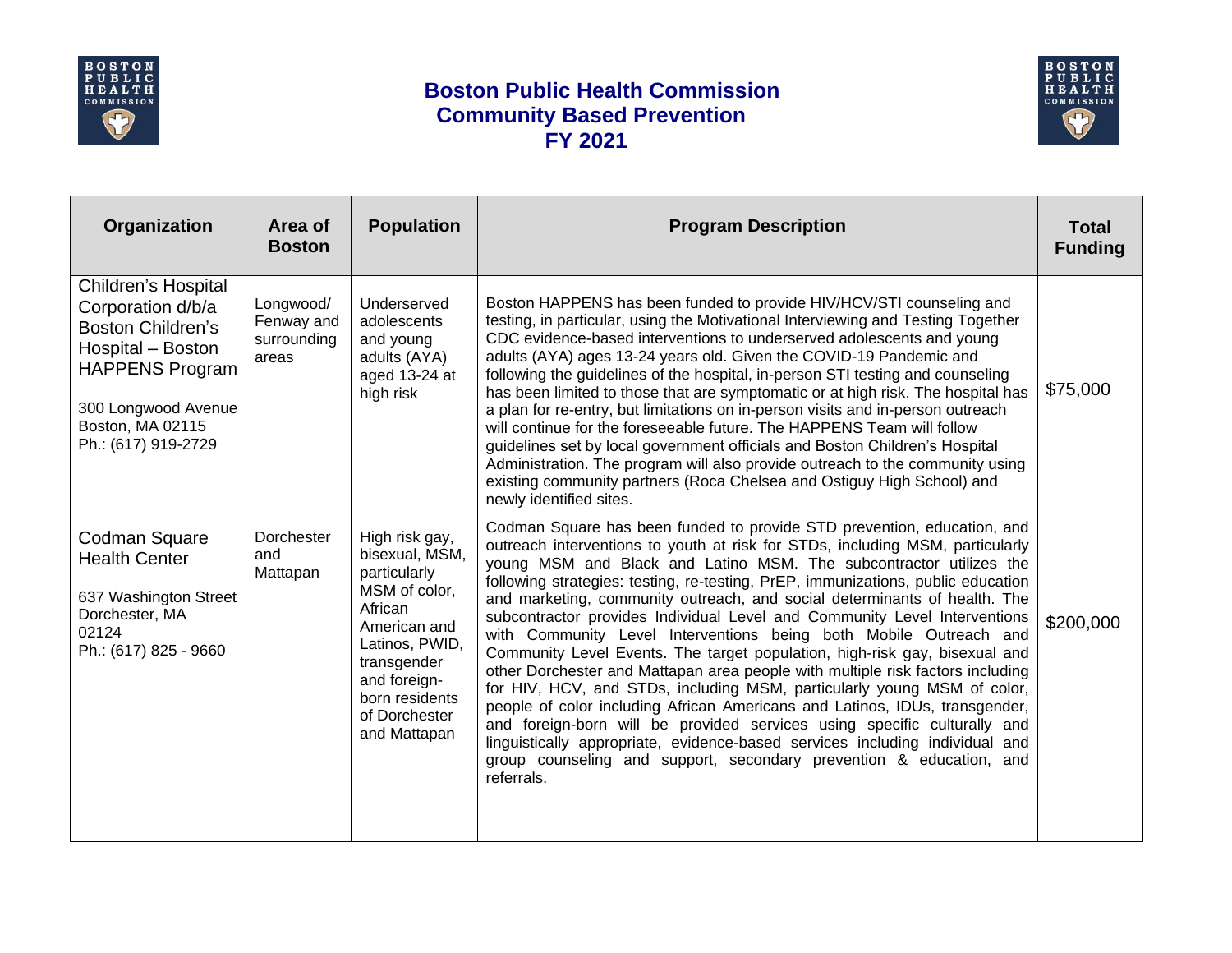# Boston Public Health Commission
## Community Based Prevention
## FY 2021

| Organization | Area of Boston | Population | Program Description | Total Funding |
|---|---|---|---|---|
| Children's Hospital Corporation d/b/a Boston Children's Hospital – Boston HAPPENS Program<br><br>300 Longwood Avenue<br>Boston, MA 02115<br>Ph.: (617) 919-2729 | Longwood/ Fenway and surrounding areas | Underserved adolescents and young adults (AYA) aged 13-24 at high risk | Boston HAPPENS has been funded to provide HIV/HCV/STI counseling and testing, in particular, using the Motivational Interviewing and Testing Together CDC evidence-based interventions to underserved adolescents and young adults (AYA) ages 13-24 years old. Given the COVID-19 Pandemic and following the guidelines of the hospital, in-person STI testing and counseling has been limited to those that are symptomatic or at high risk. The hospital has a plan for re-entry, but limitations on in-person visits and in-person outreach will continue for the foreseeable future. The HAPPENS Team will follow guidelines set by local government officials and Boston Children's Hospital Administration. The program will also provide outreach to the community using existing community partners (Roca Chelsea and Ostiguy High School) and newly identified sites. | $75,000 |
| Codman Square Health Center<br><br>637 Washington Street<br>Dorchester, MA 02124<br>Ph.: (617) 825 - 9660 | Dorchester and Mattapan | High risk gay, bisexual, MSM, particularly MSM of color, African American and Latinos, PWID, transgender and foreign-born residents of Dorchester and Mattapan | Codman Square has been funded to provide STD prevention, education, and outreach interventions to youth at risk for STDs, including MSM, particularly young MSM and Black and Latino MSM. The subcontractor utilizes the following strategies: testing, re-testing, PrEP, immunizations, public education and marketing, community outreach, and social determinants of health. The subcontractor provides Individual Level and Community Level Interventions with Community Level Interventions being both Mobile Outreach and Community Level Events. The target population, high-risk gay, bisexual and other Dorchester and Mattapan area people with multiple risk factors including for HIV, HCV, and STDs, including MSM, particularly young MSM of color, people of color including African Americans and Latinos, IDUs, transgender, and foreign-born will be provided services using specific culturally and linguistically appropriate, evidence-based services including individual and group counseling and support, secondary prevention & education, and referrals. | $200,000 |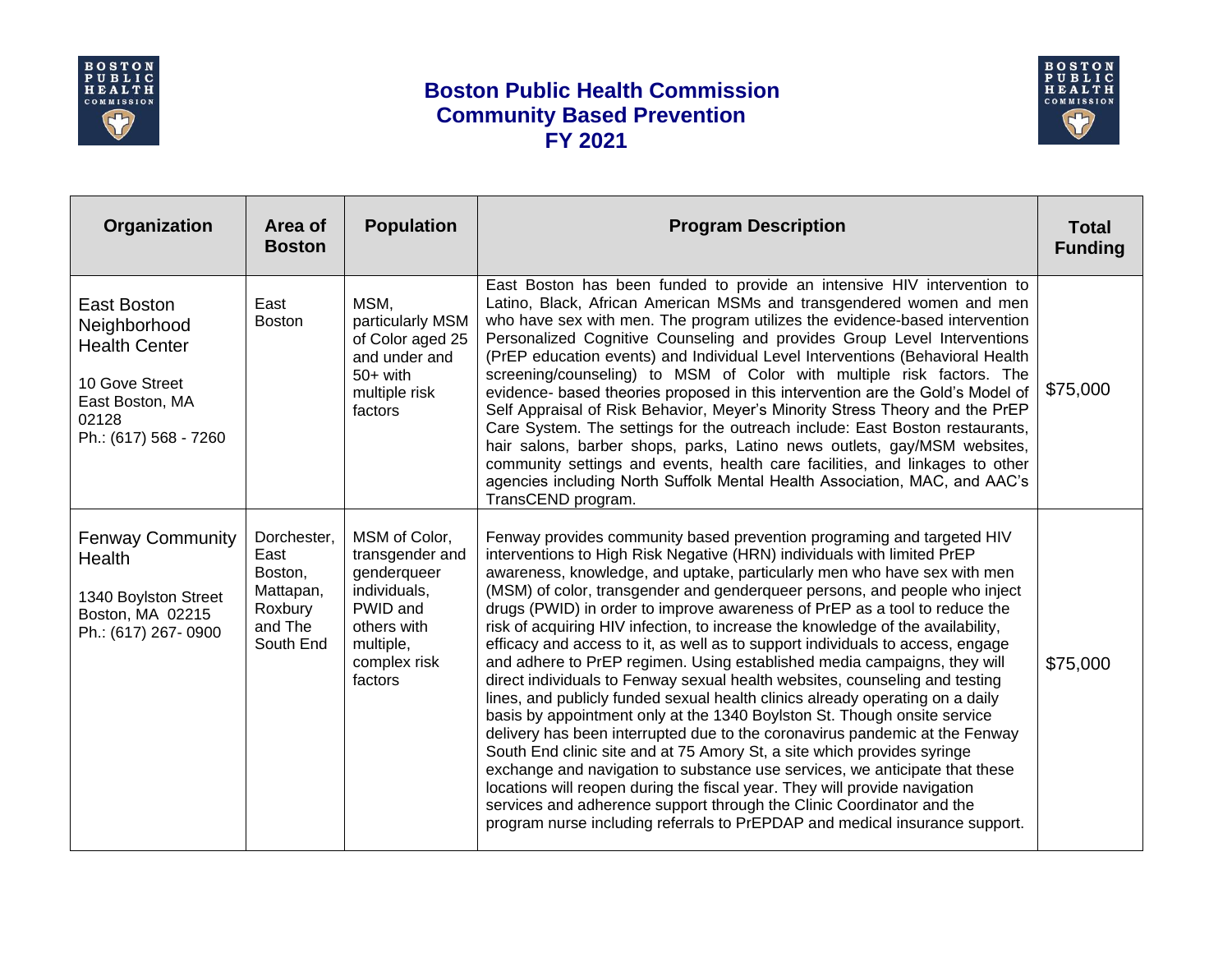# Boston Public Health Commission
## Community Based Prevention
## FY 2021

| Organization | Area of Boston | Population | Program Description | Total Funding |
|---|---|---|---|---|
| East Boston Neighborhood Health Center<br><br>10 Gove Street<br>East Boston, MA 02128<br>Ph.: (617) 568 - 7260 | East Boston | MSM, particularly MSM of Color aged 25 and under and 50+ with multiple risk factors | East Boston has been funded to provide an intensive HIV intervention to Latino, Black, African American MSMs and transgendered women and men who have sex with men. The program utilizes the evidence-based intervention Personalized Cognitive Counseling and provides Group Level Interventions (PrEP education events) and Individual Level Interventions (Behavioral Health screening/counseling) to MSM of Color with multiple risk factors. The evidence- based theories proposed in this intervention are the Gold's Model of Self Appraisal of Risk Behavior, Meyer's Minority Stress Theory and the PrEP Care System. The settings for the outreach include: East Boston restaurants, hair salons, barber shops, parks, Latino news outlets, gay/MSM websites, community settings and events, health care facilities, and linkages to other agencies including North Suffolk Mental Health Association, MAC, and AAC's TransCEND program. | $75,000 |
| Fenway Community Health<br><br>1340 Boylston Street<br>Boston, MA 02215<br>Ph.: (617) 267- 0900 | Dorchester, East Boston, Mattapan, Roxbury and The South End | MSM of Color, transgender and genderqueer individuals, PWID and others with multiple, complex risk factors | Fenway provides community based prevention programing and targeted HIV interventions to High Risk Negative (HRN) individuals with limited PrEP awareness, knowledge, and uptake, particularly men who have sex with men (MSM) of color, transgender and genderqueer persons, and people who inject drugs (PWID) in order to improve awareness of PrEP as a tool to reduce the risk of acquiring HIV infection, to increase the knowledge of the availability, efficacy and access to it, as well as to support individuals to access, engage and adhere to PrEP regimen. Using established media campaigns, they will direct individuals to Fenway sexual health websites, counseling and testing lines, and publicly funded sexual health clinics already operating on a daily basis by appointment only at the 1340 Boylston St. Though onsite service delivery has been interrupted due to the coronavirus pandemic at the Fenway South End clinic site and at 75 Amory St, a site which provides syringe exchange and navigation to substance use services, we anticipate that these locations will reopen during the fiscal year. They will provide navigation services and adherence support through the Clinic Coordinator and the program nurse including referrals to PrEPDAP and medical insurance support. | $75,000 |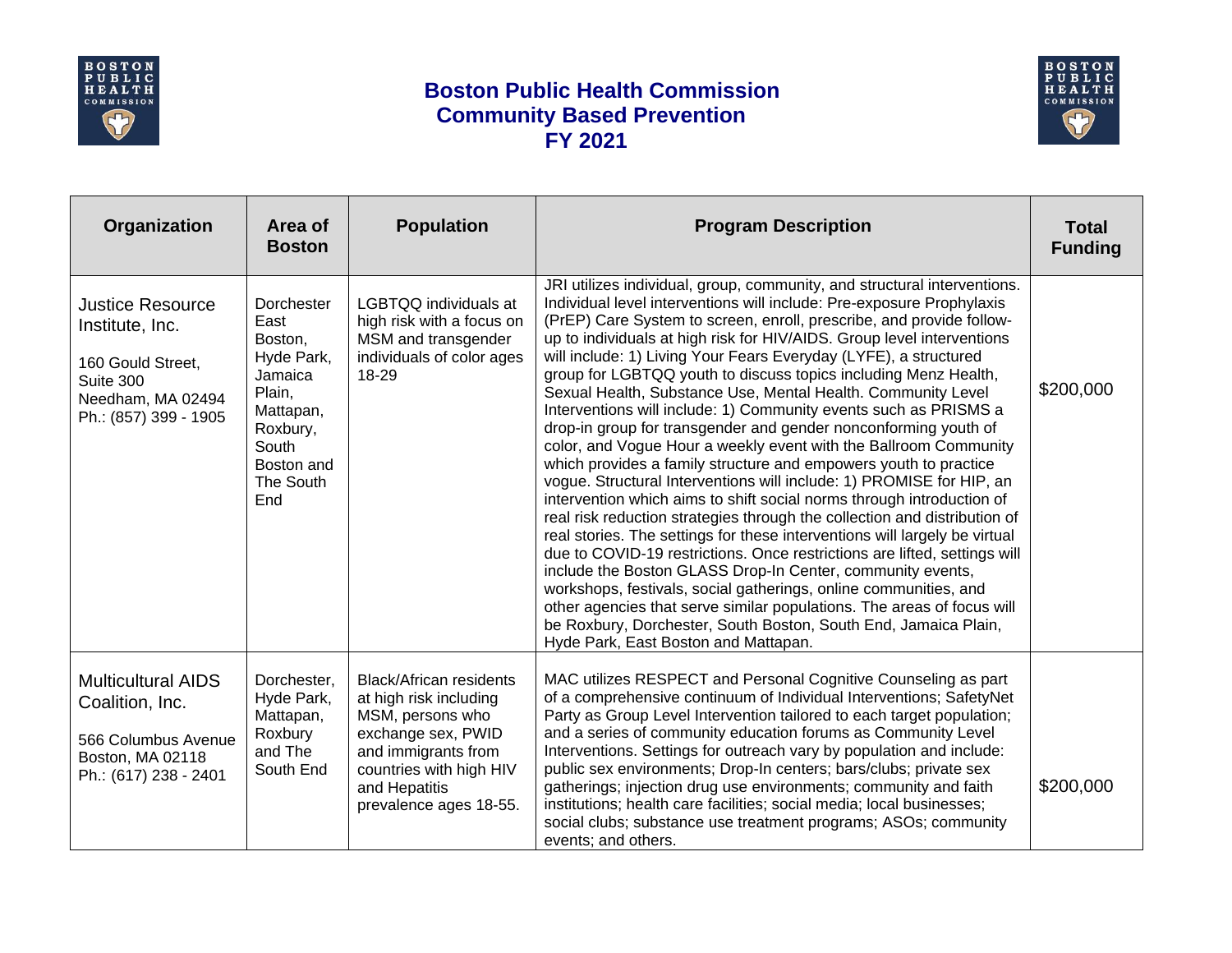# Boston Public Health Commission
# Community Based Prevention
# FY 2021

| Organization | Area of Boston | Population | Program Description | Total Funding |
|---|---|---|---|---|
| Justice Resource Institute, Inc.<br><br>160 Gould Street, Suite 300<br>Needham, MA 02494<br>Ph.: (857) 399 - 1905 | Dorchester East Boston, Hyde Park, Jamaica Plain, Mattapan, Roxbury, South Boston and The South End | LGBTQQ individuals at high risk with a focus on MSM and transgender individuals of color ages 18-29 | JRI utilizes individual, group, community, and structural interventions. Individual level interventions will include: Pre-exposure Prophylaxis (PrEP) Care System to screen, enroll, prescribe, and provide follow-up to individuals at high risk for HIV/AIDS. Group level interventions will include: 1) Living Your Fears Everyday (LYFE), a structured group for LGBTQQ youth to discuss topics including Menz Health, Sexual Health, Substance Use, Mental Health. Community Level Interventions will include: 1) Community events such as PRISMS a drop-in group for transgender and gender nonconforming youth of color, and Vogue Hour a weekly event with the Ballroom Community which provides a family structure and empowers youth to practice vogue. Structural Interventions will include: 1) PROMISE for HIP, an intervention which aims to shift social norms through introduction of real risk reduction strategies through the collection and distribution of real stories. The settings for these interventions will largely be virtual due to COVID-19 restrictions. Once restrictions are lifted, settings will include the Boston GLASS Drop-In Center, community events, workshops, festivals, social gatherings, online communities, and other agencies that serve similar populations. The areas of focus will be Roxbury, Dorchester, South Boston, South End, Jamaica Plain, Hyde Park, East Boston and Mattapan. | $200,000 |
| Multicultural AIDS Coalition, Inc.<br><br>566 Columbus Avenue<br>Boston, MA 02118<br>Ph.: (617) 238 - 2401 | Dorchester, Hyde Park, Mattapan, Roxbury and The South End | Black/African residents at high risk including MSM, persons who exchange sex, PWID and immigrants from countries with high HIV and Hepatitis prevalence ages 18-55. | MAC utilizes RESPECT and Personal Cognitive Counseling as part of a comprehensive continuum of Individual Interventions; SafetyNet Party as Group Level Intervention tailored to each target population; and a series of community education forums as Community Level Interventions. Settings for outreach vary by population and include: public sex environments; Drop-In centers; bars/clubs; private sex gatherings; injection drug use environments; community and faith institutions; health care facilities; social media; local businesses; social clubs; substance use treatment programs; ASOs; community events; and others. | $200,000 |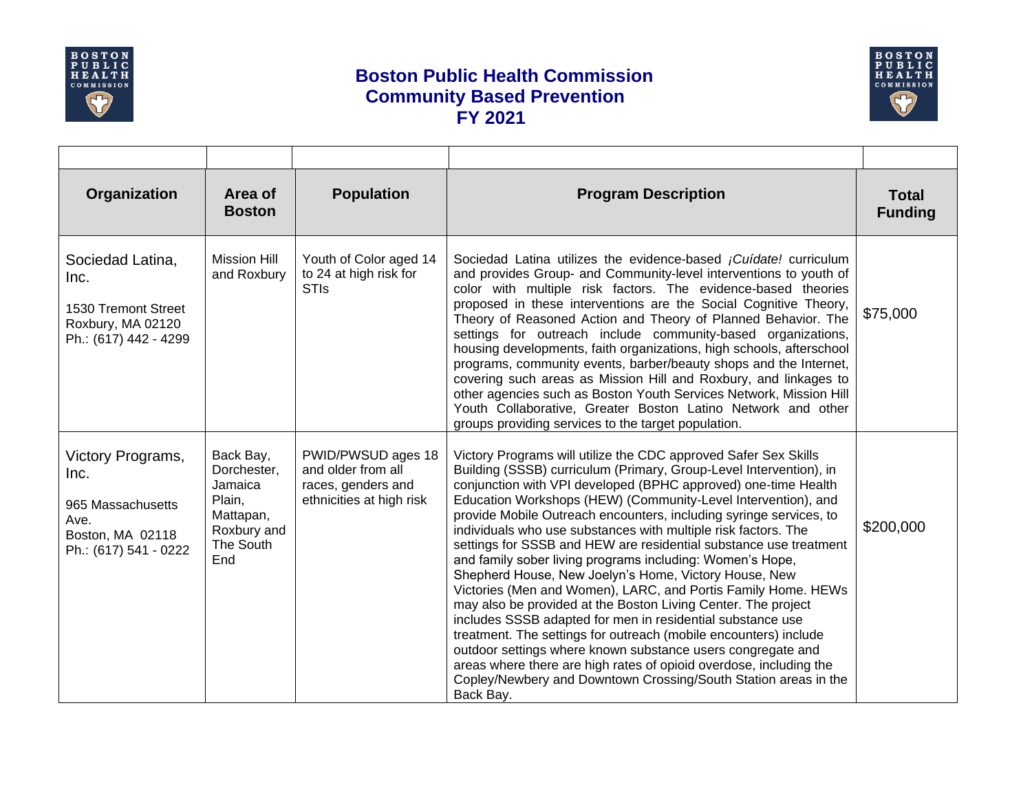# Boston Public Health Commission
## Community Based Prevention
## FY 2021

| Organization | Area of Boston | Population | Program Description | Total Funding |
|---|---|---|---|---|
| Sociedad Latina, Inc.<br><br>1530 Tremont Street<br>Roxbury, MA 02120<br>Ph.: (617) 442 - 4299 | Mission Hill and Roxbury | Youth of Color aged 14 to 24 at high risk for STIs | Sociedad Latina utilizes the evidence-based *¡Cuídate!* curriculum and provides Group- and Community-level interventions to youth of color with multiple risk factors. The evidence-based theories proposed in these interventions are the Social Cognitive Theory, Theory of Reasoned Action and Theory of Planned Behavior. The settings for outreach include community-based organizations, housing developments, faith organizations, high schools, afterschool programs, community events, barber/beauty shops and the Internet, covering such areas as Mission Hill and Roxbury, and linkages to other agencies such as Boston Youth Services Network, Mission Hill Youth Collaborative, Greater Boston Latino Network and other groups providing services to the target population. | $75,000 |
| Victory Programs, Inc.<br><br>965 Massachusetts Ave.<br>Boston, MA 02118<br>Ph.: (617) 541 - 0222 | Back Bay, Dorchester, Jamaica Plain, Mattapan, Roxbury and The South End | PWID/PWSUD ages 18 and older from all races, genders and ethnicities at high risk | Victory Programs will utilize the CDC approved Safer Sex Skills Building (SSSB) curriculum (Primary, Group-Level Intervention), in conjunction with VPI developed (BPHC approved) one-time Health Education Workshops (HEW) (Community-Level Intervention), and provide Mobile Outreach encounters, including syringe services, to individuals who use substances with multiple risk factors. The settings for SSSB and HEW are residential substance use treatment and family sober living programs including: Women's Hope, Shepherd House, New Joelyn's Home, Victory House, New Victories (Men and Women), LARC, and Portis Family Home. HEWs may also be provided at the Boston Living Center. The project includes SSSB adapted for men in residential substance use treatment. The settings for outreach (mobile encounters) include outdoor settings where known substance users congregate and areas where there are high rates of opioid overdose, including the Copley/Newbery and Downtown Crossing/South Station areas in the Back Bay. | $200,000 |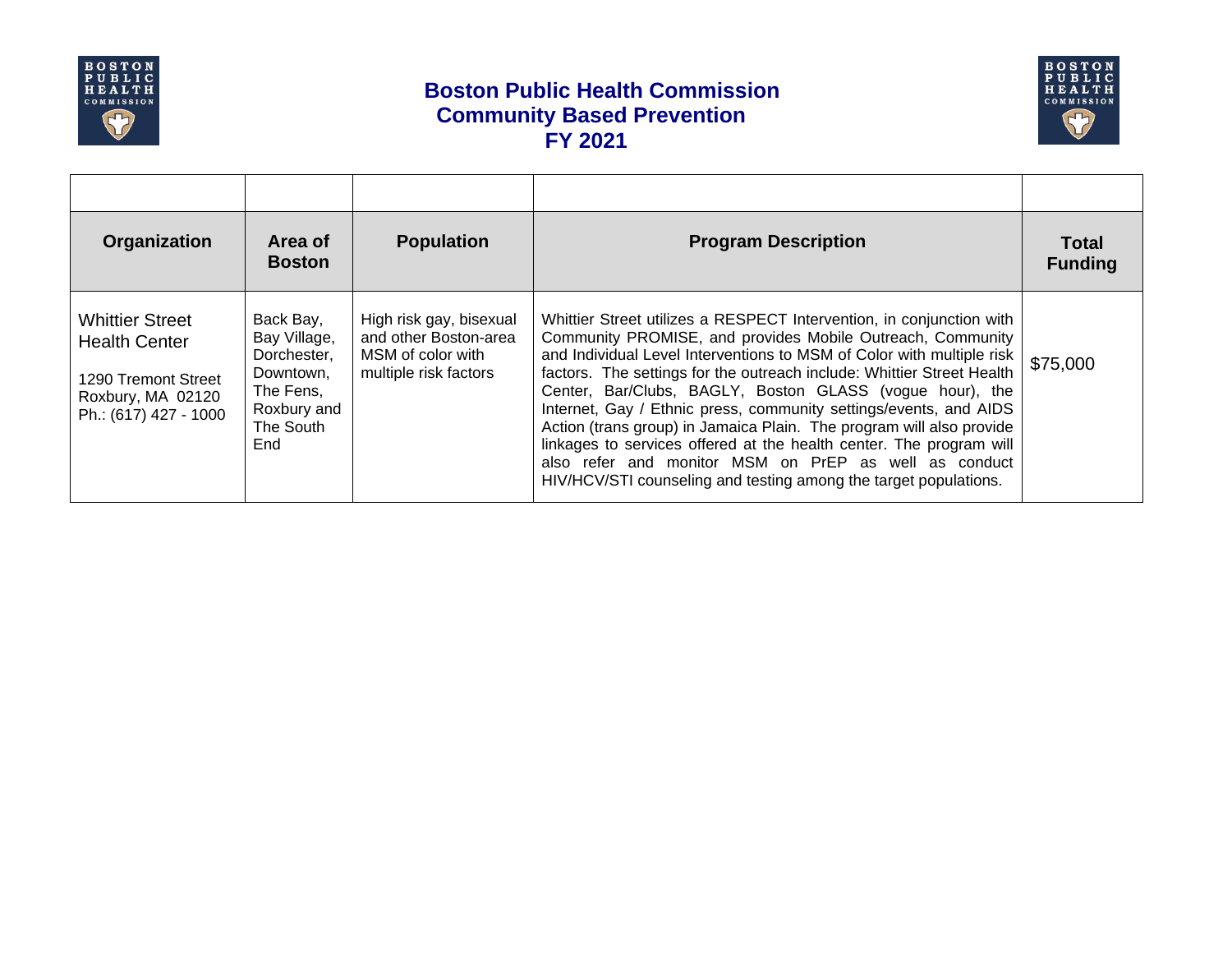# Boston Public Health Commission
## Community Based Prevention
## FY 2021

| Organization | Area of Boston | Population | Program Description | Total Funding |
|---|---|---|---|---|
| Whittier Street Health Center<br><br>1290 Tremont Street<br>Roxbury, MA 02120<br>Ph.: (617) 427 - 1000 | Back Bay, Bay Village, Dorchester, Downtown, The Fens, Roxbury and The South End | High risk gay, bisexual and other Boston-area MSM of color with multiple risk factors | Whittier Street utilizes a RESPECT Intervention, in conjunction with Community PROMISE, and provides Mobile Outreach, Community and Individual Level Interventions to MSM of Color with multiple risk factors. The settings for the outreach include: Whittier Street Health Center, Bar/Clubs, BAGLY, Boston GLASS (vogue hour), the Internet, Gay / Ethnic press, community settings/events, and AIDS Action (trans group) in Jamaica Plain. The program will also provide linkages to services offered at the health center. The program will also refer and monitor MSM on PrEP as well as conduct HIV/HCV/STI counseling and testing among the target populations. | $75,000 |